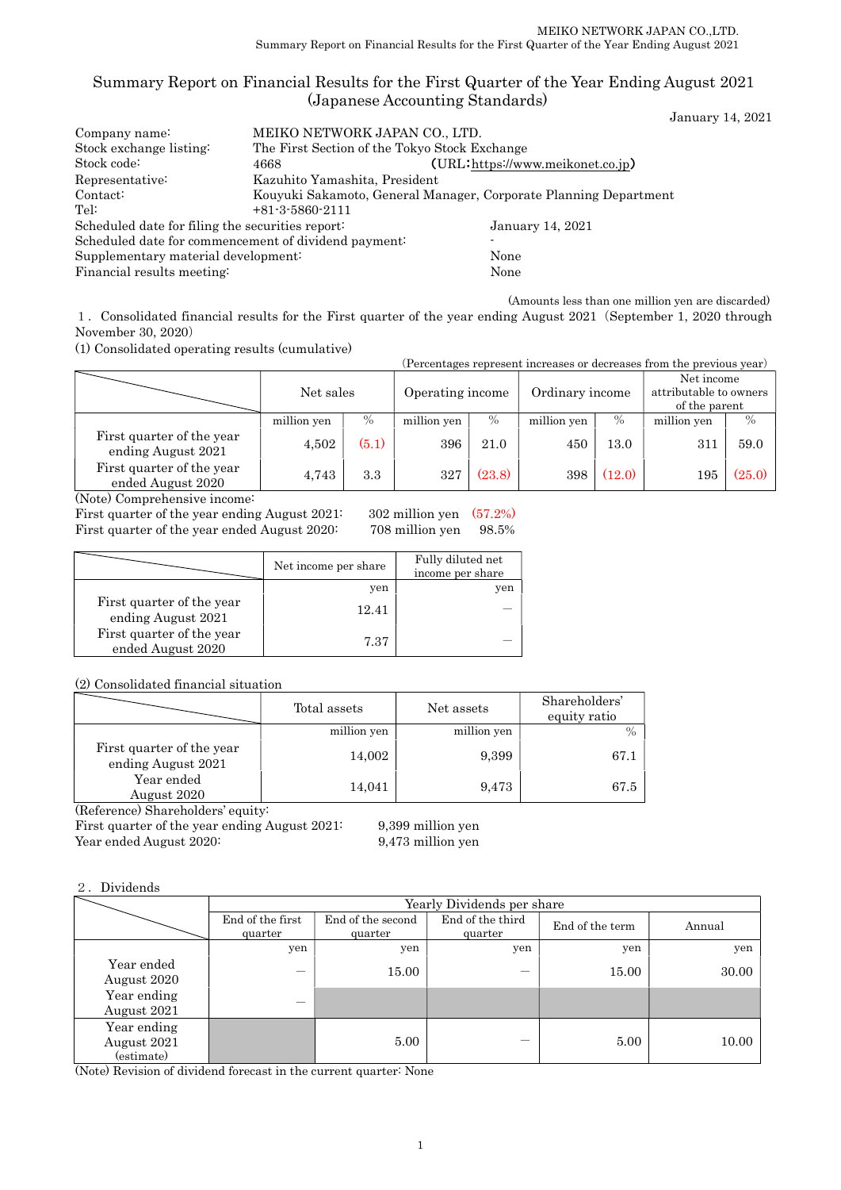# Summary Report on Financial Results for the First Quarter of the Year Ending August 2021 (Japanese Accounting Standards)

January 14, 2021

| | | |
|---|---|---|
| Company name: | MEIKO NETWORK JAPAN CO., LTD. | |
| Stock exchange listing: | The First Section of the Tokyo Stock Exchange | |
| Stock code: | 4668 | (URL:https://www.meikonet.co.jp) |
| Representative: | Kazuhito Yamashita, President | |
| Contact: | Kouyuki Sakamoto, General Manager, Corporate Planning Department | |
| Tel: | +81-3-5860-2111 | |
| Scheduled date for filing the securities report: | | January 14, 2021 |
| Scheduled date for commencement of dividend payment: | | - |
| Supplementary material development: | | None |
| Financial results meeting: | | None |

(Amounts less than one million yen are discarded)

1． Consolidated financial results for the First quarter of the year ending August 2021 (September 1, 2020 through November 30, 2020)

(1) Consolidated operating results (cumulative)

(Percentages represent increases or decreases from the previous year)

| | Net sales | | Operating income | | Ordinary income | | Net income attributable to owners of the parent | |
|---|---|---|---|---|---|---|---|---|
| | million yen | % | million yen | % | million yen | % | million yen | % |
| First quarter of the year ending August 2021 | 4,502 | (5.1) | 396 | 21.0 | 450 | 13.0 | 311 | 59.0 |
| First quarter of the year ended August 2020 | 4,743 | 3.3 | 327 | (23.8) | 398 | (12.0) | 195 | (25.0) |

(Note) Comprehensive income:
First quarter of the year ending August 2021: 302 million yen (57.2%)
First quarter of the year ended August 2020: 708 million yen 98.5%

| | Net income per share | Fully diluted net income per share |
|---|---|---|
| | yen | yen |
| First quarter of the year ending August 2021 | 12.41 | — |
| First quarter of the year ended August 2020 | 7.37 | — |

(2) Consolidated financial situation

| | Total assets | Net assets | Shareholders' equity ratio |
|---|---|---|---|
| | million yen | million yen | % |
| First quarter of the year ending August 2021 | 14,002 | 9,399 | 67.1 |
| Year ended August 2020 | 14,041 | 9,473 | 67.5 |

(Reference) Shareholders' equity:
First quarter of the year ending August 2021: 9,399 million yen
Year ended August 2020: 9,473 million yen

2． Dividends

| | Yearly Dividends per share | | | | |
|---|---|---|---|---|---|
| | End of the first quarter | End of the second quarter | End of the third quarter | End of the term | Annual |
| | yen | yen | yen | yen | yen |
| Year ended August 2020 | — | 15.00 | — | 15.00 | 30.00 |
| Year ending August 2021 | — | | | | |
| Year ending August 2021 (estimate) | | 5.00 | — | 5.00 | 10.00 |

(Note) Revision of dividend forecast in the current quarter: None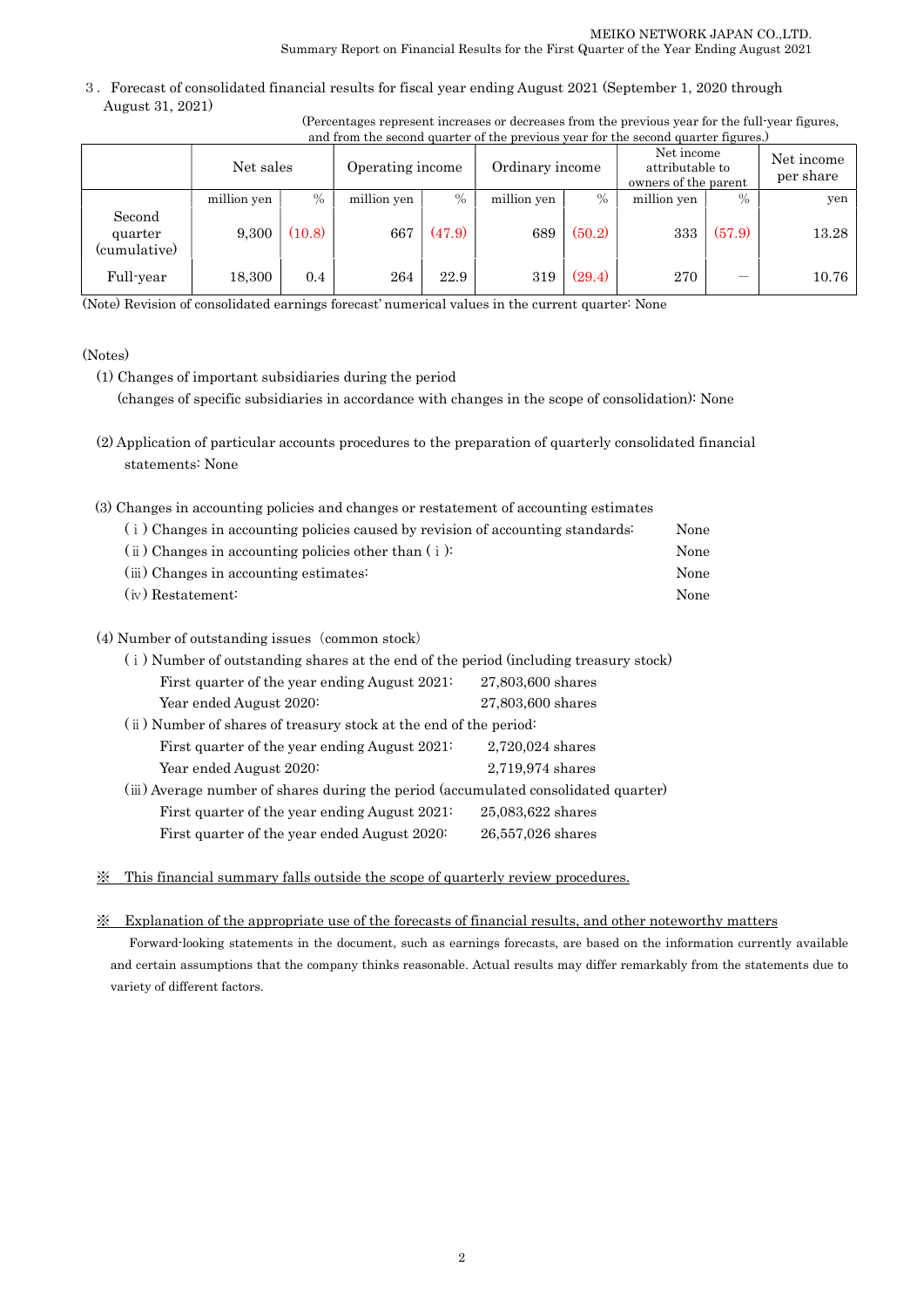3．Forecast of consolidated financial results for fiscal year ending August 2021 (September 1, 2020 through August 31, 2021)

(Percentages represent increases or decreases from the previous year for the full-year figures, and from the second quarter of the previous year for the second quarter figures.)

| | Net sales | | Operating income | | Ordinary income | | Net income attributable to owners of the parent | | Net income per share |
|---|---|---|---|---|---|---|---|---|---|
| | million yen | % | million yen | % | million yen | % | million yen | % | yen |
| Second quarter (cumulative) | 9,300 | (10.8) | 667 | (47.9) | 689 | (50.2) | 333 | (57.9) | 13.28 |
| Full-year | 18,300 | 0.4 | 264 | 22.9 | 319 | (29.4) | 270 | ― | 10.76 |

(Note) Revision of consolidated earnings forecast' numerical values in the current quarter: None

(Notes)

(1) Changes of important subsidiaries during the period
(changes of specific subsidiaries in accordance with changes in the scope of consolidation): None

(2) Application of particular accounts procedures to the preparation of quarterly consolidated financial statements: None

(3) Changes in accounting policies and changes or restatement of accounting estimates

- (ⅰ) Changes in accounting policies caused by revision of accounting standards: None
- (ⅱ) Changes in accounting policies other than (ⅰ): None
- (ⅲ) Changes in accounting estimates: None
- (ⅳ) Restatement: None

(4) Number of outstanding issues (common stock)

(ⅰ) Number of outstanding shares at the end of the period (including treasury stock)
- First quarter of the year ending August 2021: 27,803,600 shares
- Year ended August 2020: 27,803,600 shares

(ⅱ) Number of shares of treasury stock at the end of the period:
- First quarter of the year ending August 2021: 2,720,024 shares
- Year ended August 2020: 2,719,974 shares

(ⅲ) Average number of shares during the period (accumulated consolidated quarter)
- First quarter of the year ending August 2021: 25,083,622 shares
- First quarter of the year ended August 2020: 26,557,026 shares

※ This financial summary falls outside the scope of quarterly review procedures.

※ Explanation of the appropriate use of the forecasts of financial results, and other noteworthy matters

Forward-looking statements in the document, such as earnings forecasts, are based on the information currently available and certain assumptions that the company thinks reasonable. Actual results may differ remarkably from the statements due to variety of different factors.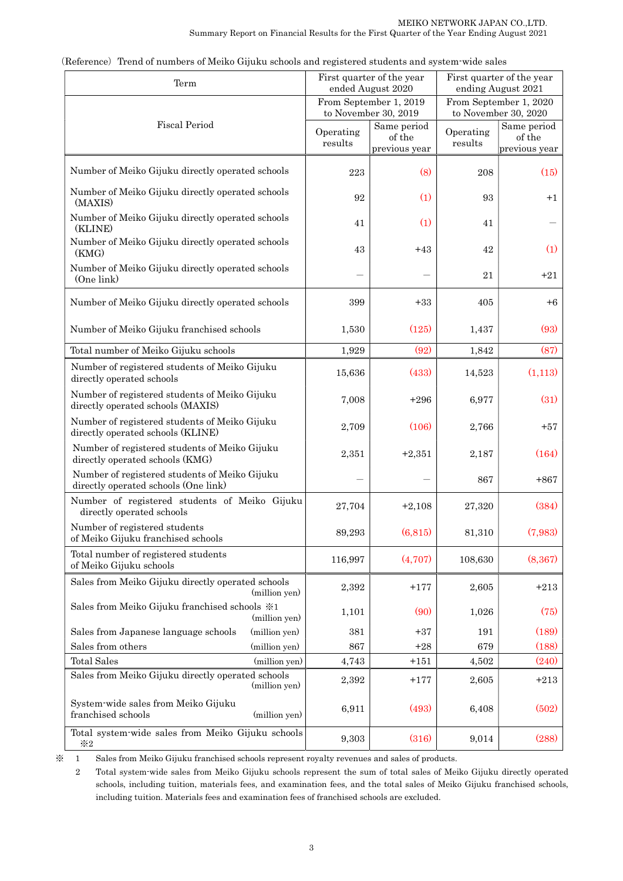（Reference） Trend of numbers of Meiko Gijuku schools and registered students and system-wide sales

| Term | First quarter of the year ended August 2020 | | First quarter of the year ending August 2021 | |
|---|---|---|---|---|
| Fiscal Period | From September 1, 2019 to November 30, 2019 | | From September 1, 2020 to November 30, 2020 | |
| | Operating results | Same period of the previous year | Operating results | Same period of the previous year |
| Number of Meiko Gijuku directly operated schools | 223 | (8) | 208 | (15) |
| Number of Meiko Gijuku directly operated schools (MAXIS) | 92 | (1) | 93 | +1 |
| Number of Meiko Gijuku directly operated schools (KLINE) | 41 | (1) | 41 | ― |
| Number of Meiko Gijuku directly operated schools (KMG) | 43 | +43 | 42 | (1) |
| Number of Meiko Gijuku directly operated schools (One link) | ― | ― | 21 | +21 |
| Number of Meiko Gijuku directly operated schools | 399 | +33 | 405 | +6 |
| Number of Meiko Gijuku franchised schools | 1,530 | (125) | 1,437 | (93) |
| Total number of Meiko Gijuku schools | 1,929 | (92) | 1,842 | (87) |
| Number of registered students of Meiko Gijuku directly operated schools | 15,636 | (433) | 14,523 | (1,113) |
| Number of registered students of Meiko Gijuku directly operated schools (MAXIS) | 7,008 | +296 | 6,977 | (31) |
| Number of registered students of Meiko Gijuku directly operated schools (KLINE) | 2,709 | (106) | 2,766 | +57 |
| Number of registered students of Meiko Gijuku directly operated schools (KMG) | 2,351 | +2,351 | 2,187 | (164) |
| Number of registered students of Meiko Gijuku directly operated schools (One link) | ― | ― | 867 | +867 |
| Number of registered students of Meiko Gijuku directly operated schools | 27,704 | +2,108 | 27,320 | (384) |
| Number of registered students of Meiko Gijuku franchised schools | 89,293 | (6,815) | 81,310 | (7,983) |
| Total number of registered students of Meiko Gijuku schools | 116,997 | (4,707) | 108,630 | (8,367) |
| Sales from Meiko Gijuku directly operated schools (million yen) | 2,392 | +177 | 2,605 | +213 |
| Sales from Meiko Gijuku franchised schools ※1 (million yen) | 1,101 | (90) | 1,026 | (75) |
| Sales from Japanese language schools (million yen) | 381 | +37 | 191 | (189) |
| Sales from others (million yen) | 867 | +28 | 679 | (188) |
| Total Sales (million yen) | 4,743 | +151 | 4,502 | (240) |
| Sales from Meiko Gijuku directly operated schools (million yen) | 2,392 | +177 | 2,605 | +213 |
| System-wide sales from Meiko Gijuku franchised schools (million yen) | 6,911 | (493) | 6,408 | (502) |
| Total system-wide sales from Meiko Gijuku schools ※2 | 9,303 | (316) | 9,014 | (288) |

※ 1 Sales from Meiko Gijuku franchised schools represent royalty revenues and sales of products.

2 Total system-wide sales from Meiko Gijuku schools represent the sum of total sales of Meiko Gijuku directly operated schools, including tuition, materials fees, and examination fees, and the total sales of Meiko Gijuku franchised schools, including tuition. Materials fees and examination fees of franchised schools are excluded.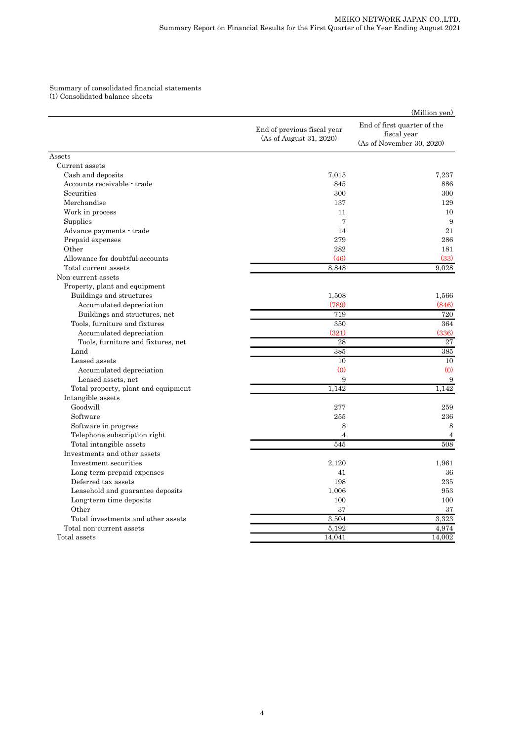Summary of consolidated financial statements
(1) Consolidated balance sheets

(Million yen)

| | End of previous fiscal year (As of August 31, 2020) | End of first quarter of the fiscal year (As of November 30, 2020) |
|---|---|---|
| Assets | | |
| Current assets | | |
| Cash and deposits | 7,015 | 7,237 |
| Accounts receivable - trade | 845 | 886 |
| Securities | 300 | 300 |
| Merchandise | 137 | 129 |
| Work in process | 11 | 10 |
| Supplies | 7 | 9 |
| Advance payments - trade | 14 | 21 |
| Prepaid expenses | 279 | 286 |
| Other | 282 | 181 |
| Allowance for doubtful accounts | (46) | (33) |
| Total current assets | 8,848 | 9,028 |
| Non-current assets | | |
| Property, plant and equipment | | |
| Buildings and structures | 1,508 | 1,566 |
| Accumulated depreciation | (789) | (846) |
| Buildings and structures, net | 719 | 720 |
| Tools, furniture and fixtures | 350 | 364 |
| Accumulated depreciation | (321) | (336) |
| Tools, furniture and fixtures, net | 28 | 27 |
| Land | 385 | 385 |
| Leased assets | 10 | 10 |
| Accumulated depreciation | (0) | (0) |
| Leased assets, net | 9 | 9 |
| Total property, plant and equipment | 1,142 | 1,142 |
| Intangible assets | | |
| Goodwill | 277 | 259 |
| Software | 255 | 236 |
| Software in progress | 8 | 8 |
| Telephone subscription right | 4 | 4 |
| Total intangible assets | 545 | 508 |
| Investments and other assets | | |
| Investment securities | 2,120 | 1,961 |
| Long-term prepaid expenses | 41 | 36 |
| Deferred tax assets | 198 | 235 |
| Leasehold and guarantee deposits | 1,006 | 953 |
| Long-term time deposits | 100 | 100 |
| Other | 37 | 37 |
| Total investments and other assets | 3,504 | 3,323 |
| Total non-current assets | 5,192 | 4,974 |
| Total assets | 14,041 | 14,002 |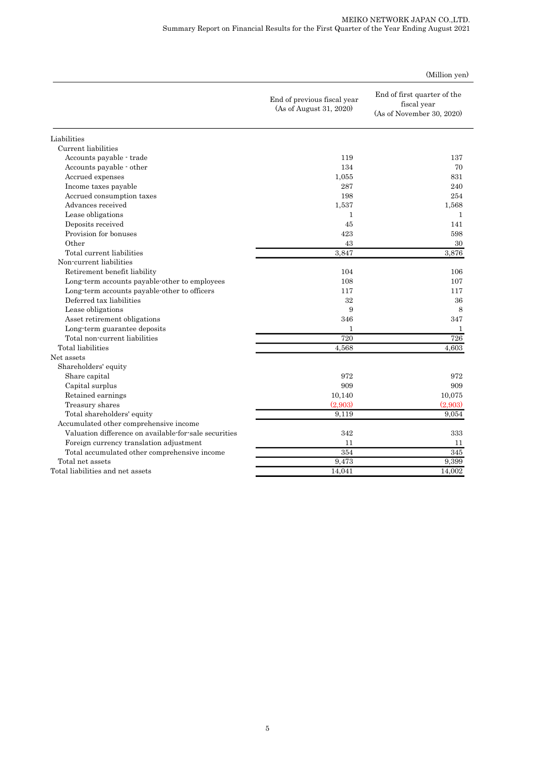(Million yen)

| | End of previous fiscal year (As of August 31, 2020) | End of first quarter of the fiscal year (As of November 30, 2020) |
|---|---|---|
| Liabilities | | |
| Current liabilities | | |
| Accounts payable - trade | 119 | 137 |
| Accounts payable - other | 134 | 70 |
| Accrued expenses | 1,055 | 831 |
| Income taxes payable | 287 | 240 |
| Accrued consumption taxes | 198 | 254 |
| Advances received | 1,537 | 1,568 |
| Lease obligations | 1 | 1 |
| Deposits received | 45 | 141 |
| Provision for bonuses | 423 | 598 |
| Other | 43 | 30 |
| Total current liabilities | 3,847 | 3,876 |
| Non-current liabilities | | |
| Retirement benefit liability | 104 | 106 |
| Long-term accounts payable-other to employees | 108 | 107 |
| Long-term accounts payable-other to officers | 117 | 117 |
| Deferred tax liabilities | 32 | 36 |
| Lease obligations | 9 | 8 |
| Asset retirement obligations | 346 | 347 |
| Long-term guarantee deposits | 1 | 1 |
| Total non-current liabilities | 720 | 726 |
| Total liabilities | 4,568 | 4,603 |
| Net assets | | |
| Shareholders' equity | | |
| Share capital | 972 | 972 |
| Capital surplus | 909 | 909 |
| Retained earnings | 10,140 | 10,075 |
| Treasury shares | (2,903) | (2,903) |
| Total shareholders' equity | 9,119 | 9,054 |
| Accumulated other comprehensive income | | |
| Valuation difference on available-for-sale securities | 342 | 333 |
| Foreign currency translation adjustment | 11 | 11 |
| Total accumulated other comprehensive income | 354 | 345 |
| Total net assets | 9,473 | 9,399 |
| Total liabilities and net assets | 14,041 | 14,002 |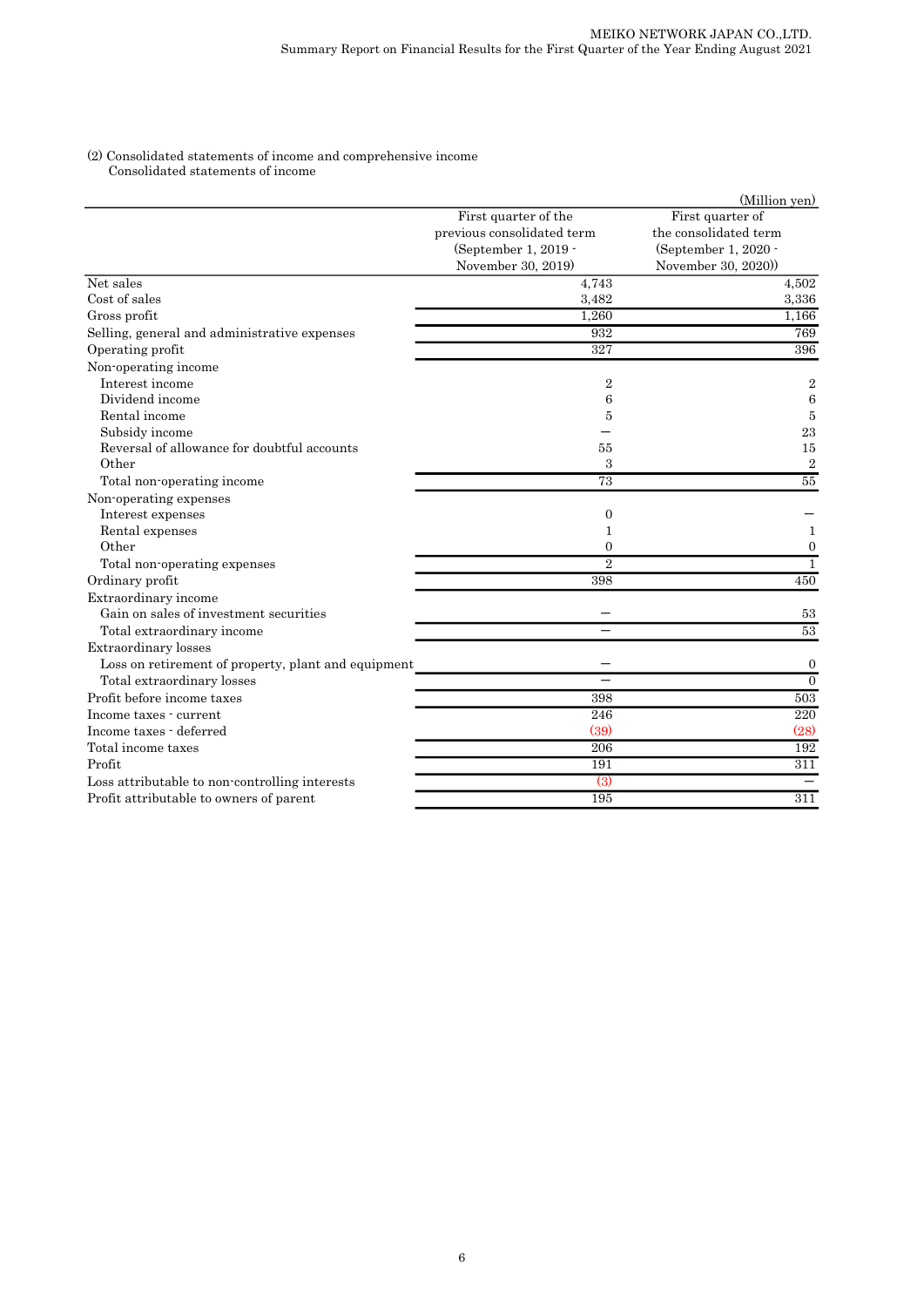(2) Consolidated statements of income and comprehensive income

Consolidated statements of income

(Million yen)

| | First quarter of the previous consolidated term (September 1, 2019 - November 30, 2019) | First quarter of the consolidated term (September 1, 2020 - November 30, 2020)) |
|---|---|---|
| Net sales | 4,743 | 4,502 |
| Cost of sales | 3,482 | 3,336 |
| Gross profit | 1,260 | 1,166 |
| Selling, general and administrative expenses | 932 | 769 |
| Operating profit | 327 | 396 |
| Non-operating income | | |
| Interest income | 2 | 2 |
| Dividend income | 6 | 6 |
| Rental income | 5 | 5 |
| Subsidy income | — | 23 |
| Reversal of allowance for doubtful accounts | 55 | 15 |
| Other | 3 | 2 |
| Total non-operating income | 73 | 55 |
| Non-operating expenses | | |
| Interest expenses | 0 | — |
| Rental expenses | 1 | 1 |
| Other | 0 | 0 |
| Total non-operating expenses | 2 | 1 |
| Ordinary profit | 398 | 450 |
| Extraordinary income | | |
| Gain on sales of investment securities | — | 53 |
| Total extraordinary income | — | 53 |
| Extraordinary losses | | |
| Loss on retirement of property, plant and equipment | — | 0 |
| Total extraordinary losses | — | 0 |
| Profit before income taxes | 398 | 503 |
| Income taxes - current | 246 | 220 |
| Income taxes - deferred | (39) | (28) |
| Total income taxes | 206 | 192 |
| Profit | 191 | 311 |
| Loss attributable to non-controlling interests | (3) | — |
| Profit attributable to owners of parent | 195 | 311 |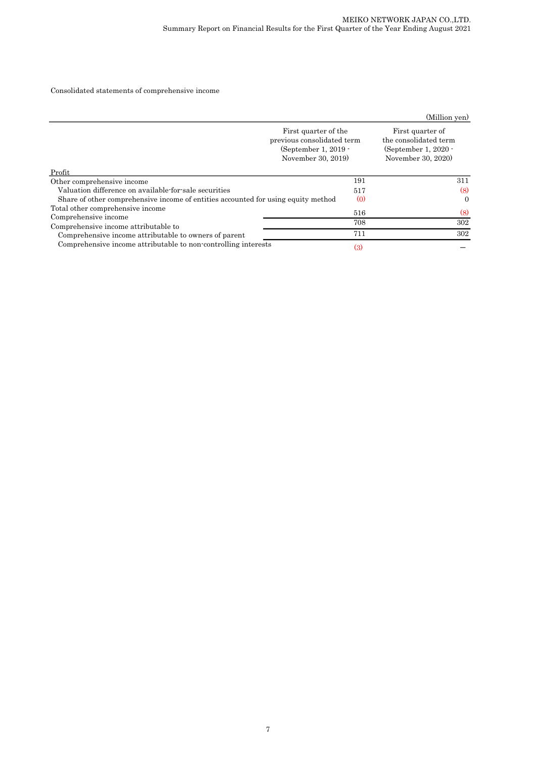Consolidated statements of comprehensive income

(Million yen)

| | First quarter of the previous consolidated term (September 1, 2019 - November 30, 2019) | First quarter of the consolidated term (September 1, 2020 - November 30, 2020) |
|---|---|---|
| Profit | 191 | 311 |
| Other comprehensive income | | |
| Valuation difference on available-for-sale securities | 517 | (8) |
| Share of other comprehensive income of entities accounted for using equity method | (0) | 0 |
| Total other comprehensive income | 516 | (8) |
| Comprehensive income | 708 | 302 |
| Comprehensive income attributable to | | |
| Comprehensive income attributable to owners of parent | 711 | 302 |
| Comprehensive income attributable to non-controlling interests | (3) | – |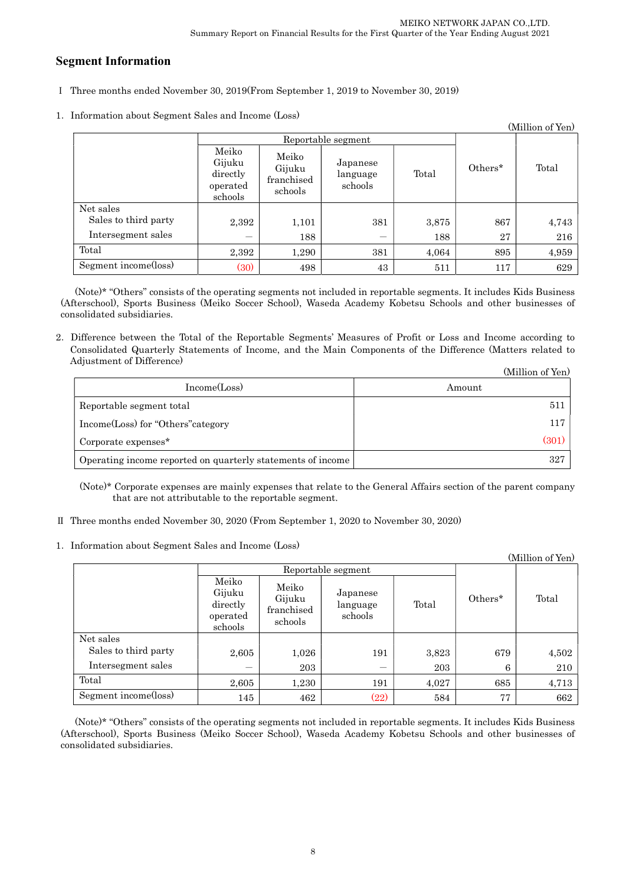## Segment Information

Ⅰ Three months ended November 30, 2019(From September 1, 2019 to November 30, 2019)

1. Information about Segment Sales and Income (Loss)

(Million of Yen)

| | Reportable segment | | | | Others* | Total |
|---|---|---|---|---|---|---|
| | Meiko Gijuku directly operated schools | Meiko Gijuku franchised schools | Japanese language schools | Total | | |
| Net sales<br>Sales to third party | 2,392 | 1,101 | 381 | 3,875 | 867 | 4,743 |
| Intersegment sales | ― | 188 | ― | 188 | 27 | 216 |
| Total | 2,392 | 1,290 | 381 | 4,064 | 895 | 4,959 |
| Segment income(loss) | (30) | 498 | 43 | 511 | 117 | 629 |

(Note)* "Others" consists of the operating segments not included in reportable segments. It includes Kids Business (Afterschool), Sports Business (Meiko Soccer School), Waseda Academy Kobetsu Schools and other businesses of consolidated subsidiaries.

2. Difference between the Total of the Reportable Segments' Measures of Profit or Loss and Income according to Consolidated Quarterly Statements of Income, and the Main Components of the Difference (Matters related to Adjustment of Difference)

(Million of Yen)

| Income(Loss) | Amount |
|---|---|
| Reportable segment total | 511 |
| Income(Loss) for "Others"category | 117 |
| Corporate expenses* | (301) |
| Operating income reported on quarterly statements of income | 327 |

(Note)* Corporate expenses are mainly expenses that relate to the General Affairs section of the parent company that are not attributable to the reportable segment.

Ⅱ Three months ended November 30, 2020 (From September 1, 2020 to November 30, 2020)

1. Information about Segment Sales and Income (Loss)

(Million of Yen)

| | Reportable segment | | | | Others* | Total |
|---|---|---|---|---|---|---|
| | Meiko Gijuku directly operated schools | Meiko Gijuku franchised schools | Japanese language schools | Total | | |
| Net sales<br>Sales to third party | 2,605 | 1,026 | 191 | 3,823 | 679 | 4,502 |
| Intersegment sales | ― | 203 | ― | 203 | 6 | 210 |
| Total | 2,605 | 1,230 | 191 | 4,027 | 685 | 4,713 |
| Segment income(loss) | 145 | 462 | (22) | 584 | 77 | 662 |

(Note)* "Others" consists of the operating segments not included in reportable segments. It includes Kids Business (Afterschool), Sports Business (Meiko Soccer School), Waseda Academy Kobetsu Schools and other businesses of consolidated subsidiaries.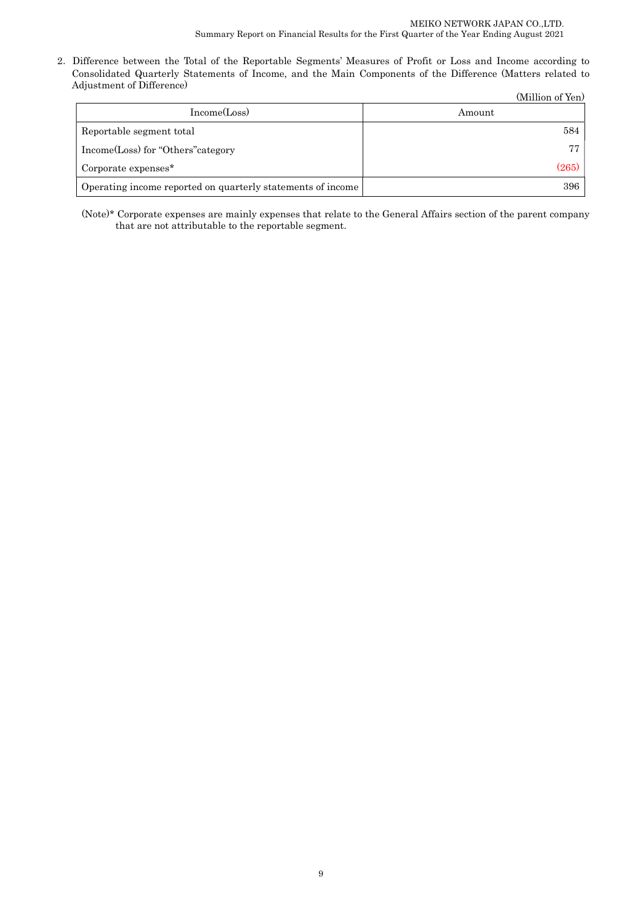2. Difference between the Total of the Reportable Segments' Measures of Profit or Loss and Income according to Consolidated Quarterly Statements of Income, and the Main Components of the Difference (Matters related to Adjustment of Difference)

(Million of Yen)

| Income(Loss) | Amount |
|---|---|
| Reportable segment total | 584 |
| Income(Loss) for "Others"category | 77 |
| Corporate expenses* | (265) |
| Operating income reported on quarterly statements of income | 396 |

(Note)* Corporate expenses are mainly expenses that relate to the General Affairs section of the parent company that are not attributable to the reportable segment.